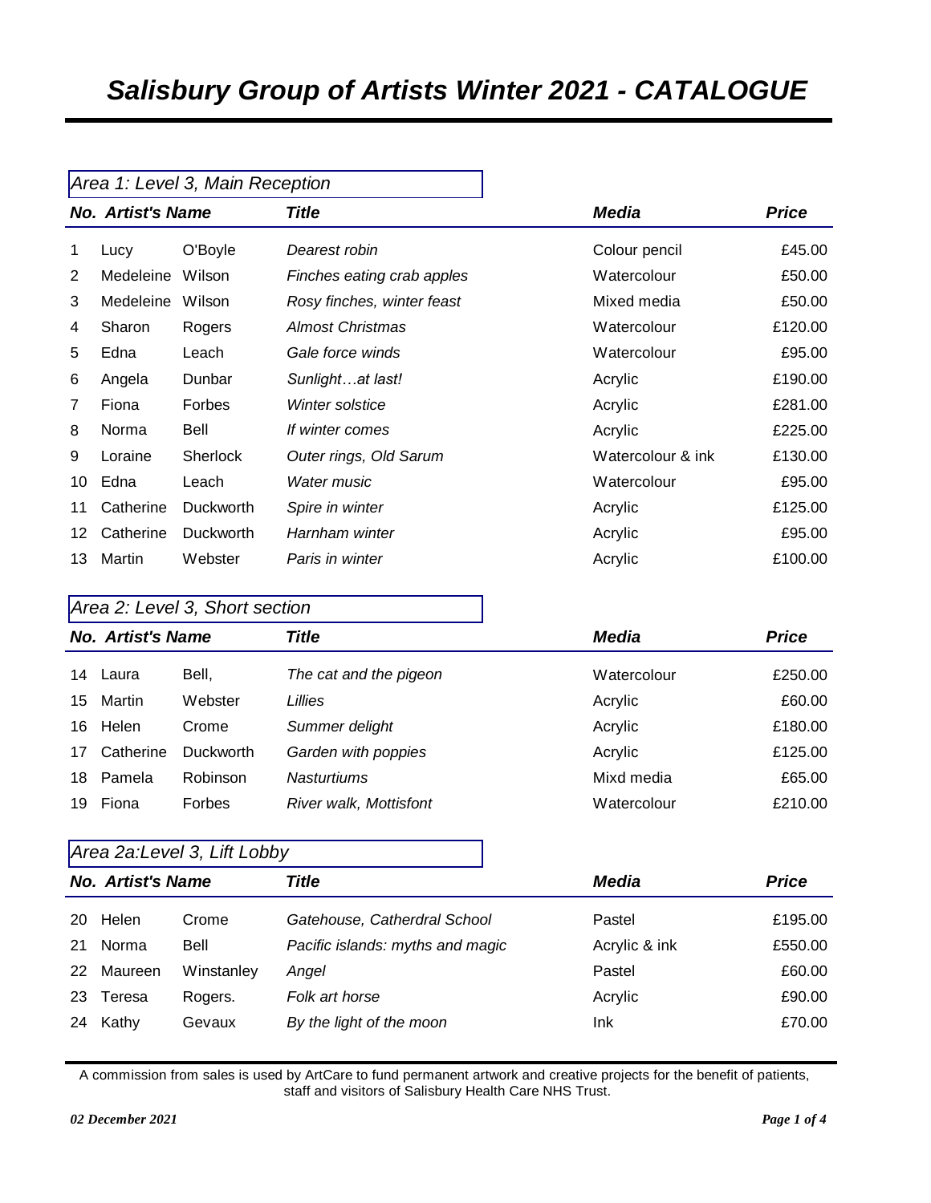# *Salisbury Group of Artists Winter 2021 - CATALOGUE*

## *Area 1: Level 3, Main Reception*

| No. | Artist's Name | | Title | Media | Price |
|---|---|---|---|---|---|
| 1 | Lucy | O'Boyle | *Dearest robin* | Colour pencil | £45.00 |
| 2 | Medeleine | Wilson | *Finches eating crab apples* | Watercolour | £50.00 |
| 3 | Medeleine | Wilson | *Rosy finches, winter feast* | Mixed media | £50.00 |
| 4 | Sharon | Rogers | *Almost Christmas* | Watercolour | £120.00 |
| 5 | Edna | Leach | *Gale force winds* | Watercolour | £95.00 |
| 6 | Angela | Dunbar | *Sunlight…at last!* | Acrylic | £190.00 |
| 7 | Fiona | Forbes | *Winter solstice* | Acrylic | £281.00 |
| 8 | Norma | Bell | *If winter comes* | Acrylic | £225.00 |
| 9 | Loraine | Sherlock | *Outer rings, Old Sarum* | Watercolour & ink | £130.00 |
| 10 | Edna | Leach | *Water music* | Watercolour | £95.00 |
| 11 | Catherine | Duckworth | *Spire in winter* | Acrylic | £125.00 |
| 12 | Catherine | Duckworth | *Harnham winter* | Acrylic | £95.00 |
| 13 | Martin | Webster | *Paris in winter* | Acrylic | £100.00 |

## *Area 2: Level 3, Short section*

| No. | Artist's Name | | Title | Media | Price |
|---|---|---|---|---|---|
| 14 | Laura | Bell, | *The cat and the pigeon* | Watercolour | £250.00 |
| 15 | Martin | Webster | *Lillies* | Acrylic | £60.00 |
| 16 | Helen | Crome | *Summer delight* | Acrylic | £180.00 |
| 17 | Catherine | Duckworth | *Garden with poppies* | Acrylic | £125.00 |
| 18 | Pamela | Robinson | *Nasturtiums* | Mixd media | £65.00 |
| 19 | Fiona | Forbes | *River walk, Mottisfont* | Watercolour | £210.00 |

## *Area 2a:Level 3, Lift Lobby*

| No. | Artist's Name | | Title | Media | Price |
|---|---|---|---|---|---|
| 20 | Helen | Crome | *Gatehouse, Catherdral School* | Pastel | £195.00 |
| 21 | Norma | Bell | *Pacific islands: myths and magic* | Acrylic & ink | £550.00 |
| 22 | Maureen | Winstanley | *Angel* | Pastel | £60.00 |
| 23 | Teresa | Rogers. | *Folk art horse* | Acrylic | £90.00 |
| 24 | Kathy | Gevaux | *By the light of the moon* | Ink | £70.00 |

A commission from sales is used by ArtCare to fund permanent artwork and creative projects for the benefit of patients, staff and visitors of Salisbury Health Care NHS Trust.

*02 December 2021*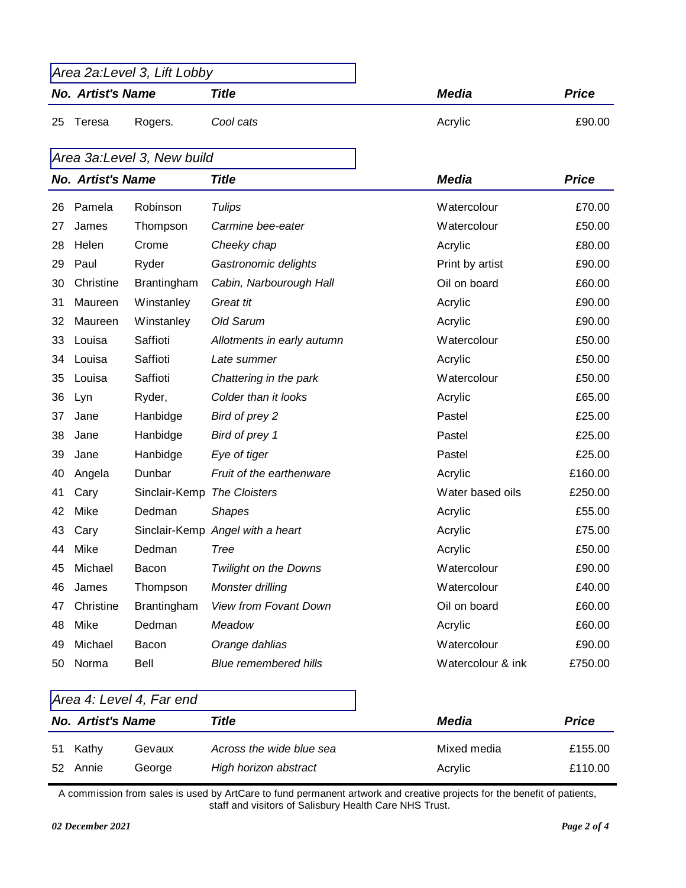## *Area 2a:Level 3, Lift Lobby*

| No. | Artist's Name | | Title | Media | Price |
|---|---|---|---|---|---|
| 25 | Teresa | Rogers. | *Cool cats* | Acrylic | £90.00 |

## *Area 3a:Level 3, New build*

| No. | Artist's Name | | Title | Media | Price |
|---|---|---|---|---|---|
| 26 | Pamela | Robinson | *Tulips* | Watercolour | £70.00 |
| 27 | James | Thompson | *Carmine bee-eater* | Watercolour | £50.00 |
| 28 | Helen | Crome | *Cheeky chap* | Acrylic | £80.00 |
| 29 | Paul | Ryder | *Gastronomic delights* | Print by artist | £90.00 |
| 30 | Christine | Brantingham | *Cabin, Narbourough Hall* | Oil on board | £60.00 |
| 31 | Maureen | Winstanley | *Great tit* | Acrylic | £90.00 |
| 32 | Maureen | Winstanley | *Old Sarum* | Acrylic | £90.00 |
| 33 | Louisa | Saffioti | *Allotments in early autumn* | Watercolour | £50.00 |
| 34 | Louisa | Saffioti | *Late summer* | Acrylic | £50.00 |
| 35 | Louisa | Saffioti | *Chattering in the park* | Watercolour | £50.00 |
| 36 | Lyn | Ryder, | *Colder than it looks* | Acrylic | £65.00 |
| 37 | Jane | Hanbidge | *Bird of prey 2* | Pastel | £25.00 |
| 38 | Jane | Hanbidge | *Bird of prey 1* | Pastel | £25.00 |
| 39 | Jane | Hanbidge | *Eye of tiger* | Pastel | £25.00 |
| 40 | Angela | Dunbar | *Fruit of the earthenware* | Acrylic | £160.00 |
| 41 | Cary | Sinclair-Kemp | *The Cloisters* | Water based oils | £250.00 |
| 42 | Mike | Dedman | *Shapes* | Acrylic | £55.00 |
| 43 | Cary | Sinclair-Kemp | *Angel with a heart* | Acrylic | £75.00 |
| 44 | Mike | Dedman | *Tree* | Acrylic | £50.00 |
| 45 | Michael | Bacon | *Twilight on the Downs* | Watercolour | £90.00 |
| 46 | James | Thompson | *Monster drilling* | Watercolour | £40.00 |
| 47 | Christine | Brantingham | *View from Fovant Down* | Oil on board | £60.00 |
| 48 | Mike | Dedman | *Meadow* | Acrylic | £60.00 |
| 49 | Michael | Bacon | *Orange dahlias* | Watercolour | £90.00 |
| 50 | Norma | Bell | *Blue remembered hills* | Watercolour & ink | £750.00 |

## *Area 4: Level 4, Far end*

| No. | Artist's Name | | Title | Media | Price |
|---|---|---|---|---|---|
| 51 | Kathy | Gevaux | *Across the wide blue sea* | Mixed media | £155.00 |
| 52 | Annie | George | *High horizon abstract* | Acrylic | £110.00 |

A commission from sales is used by ArtCare to fund permanent artwork and creative projects for the benefit of patients, staff and visitors of Salisbury Health Care NHS Trust.

*02 December 2021*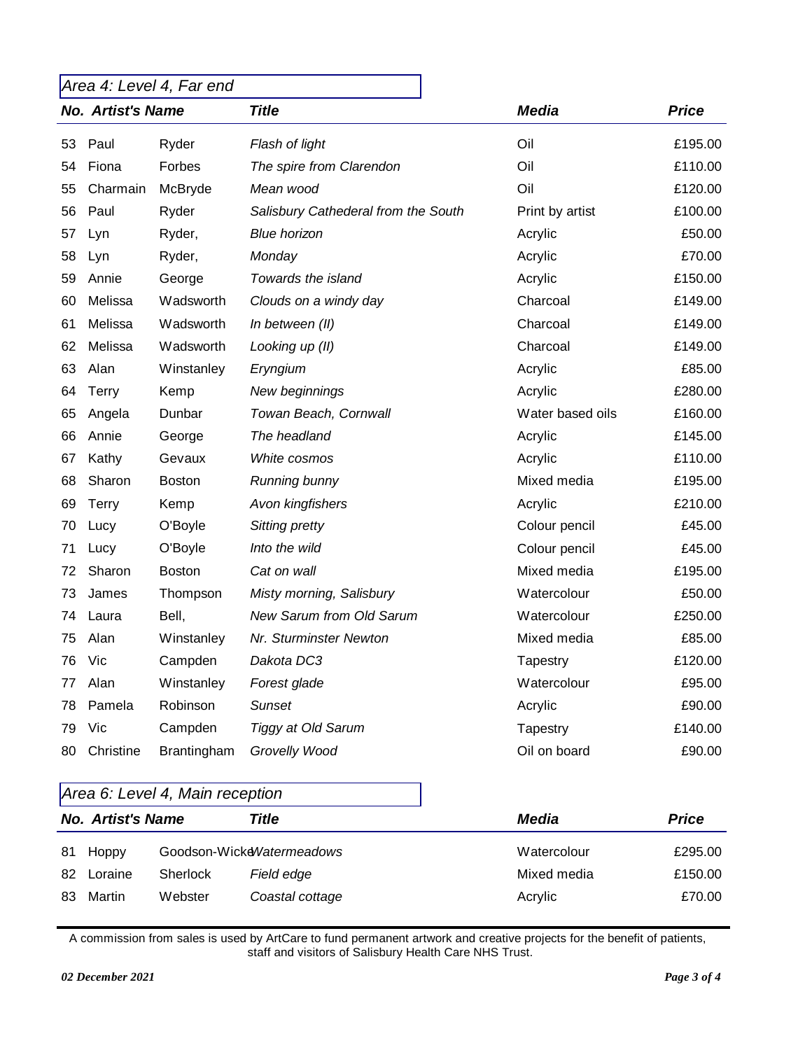## *Area 4: Level 4, Far end*

| No. | Artist's Name | | Title | Media | Price |
|---|---|---|---|---|---|
| 53 | Paul | Ryder | *Flash of light* | Oil | £195.00 |
| 54 | Fiona | Forbes | *The spire from Clarendon* | Oil | £110.00 |
| 55 | Charmain | McBryde | *Mean wood* | Oil | £120.00 |
| 56 | Paul | Ryder | *Salisbury Cathedral from the South* | Print by artist | £100.00 |
| 57 | Lyn | Ryder, | *Blue horizon* | Acrylic | £50.00 |
| 58 | Lyn | Ryder, | *Monday* | Acrylic | £70.00 |
| 59 | Annie | George | *Towards the island* | Acrylic | £150.00 |
| 60 | Melissa | Wadsworth | *Clouds on a windy day* | Charcoal | £149.00 |
| 61 | Melissa | Wadsworth | *In between (II)* | Charcoal | £149.00 |
| 62 | Melissa | Wadsworth | *Looking up (II)* | Charcoal | £149.00 |
| 63 | Alan | Winstanley | *Eryngium* | Acrylic | £85.00 |
| 64 | Terry | Kemp | *New beginnings* | Acrylic | £280.00 |
| 65 | Angela | Dunbar | *Towan Beach, Cornwall* | Water based oils | £160.00 |
| 66 | Annie | George | *The headland* | Acrylic | £145.00 |
| 67 | Kathy | Gevaux | *White cosmos* | Acrylic | £110.00 |
| 68 | Sharon | Boston | *Running bunny* | Mixed media | £195.00 |
| 69 | Terry | Kemp | *Avon kingfishers* | Acrylic | £210.00 |
| 70 | Lucy | O'Boyle | *Sitting pretty* | Colour pencil | £45.00 |
| 71 | Lucy | O'Boyle | *Into the wild* | Colour pencil | £45.00 |
| 72 | Sharon | Boston | *Cat on wall* | Mixed media | £195.00 |
| 73 | James | Thompson | *Misty morning, Salisbury* | Watercolour | £50.00 |
| 74 | Laura | Bell, | *New Sarum from Old Sarum* | Watercolour | £250.00 |
| 75 | Alan | Winstanley | *Nr. Sturminster Newton* | Mixed media | £85.00 |
| 76 | Vic | Campden | *Dakota DC3* | Tapestry | £120.00 |
| 77 | Alan | Winstanley | *Forest glade* | Watercolour | £95.00 |
| 78 | Pamela | Robinson | *Sunset* | Acrylic | £90.00 |
| 79 | Vic | Campden | *Tiggy at Old Sarum* | Tapestry | £140.00 |
| 80 | Christine | Brantingham | *Grovelly Wood* | Oil on board | £90.00 |

## *Area 6: Level 4, Main reception*

| No. | Artist's Name | | Title | Media | Price |
|---|---|---|---|---|---|
| 81 | Hoppy | Goodson-Wicke | *Watermeadows* | Watercolour | £295.00 |
| 82 | Loraine | Sherlock | *Field edge* | Mixed media | £150.00 |
| 83 | Martin | Webster | *Coastal cottage* | Acrylic | £70.00 |

A commission from sales is used by ArtCare to fund permanent artwork and creative projects for the benefit of patients, staff and visitors of Salisbury Health Care NHS Trust.

*02 December 2021*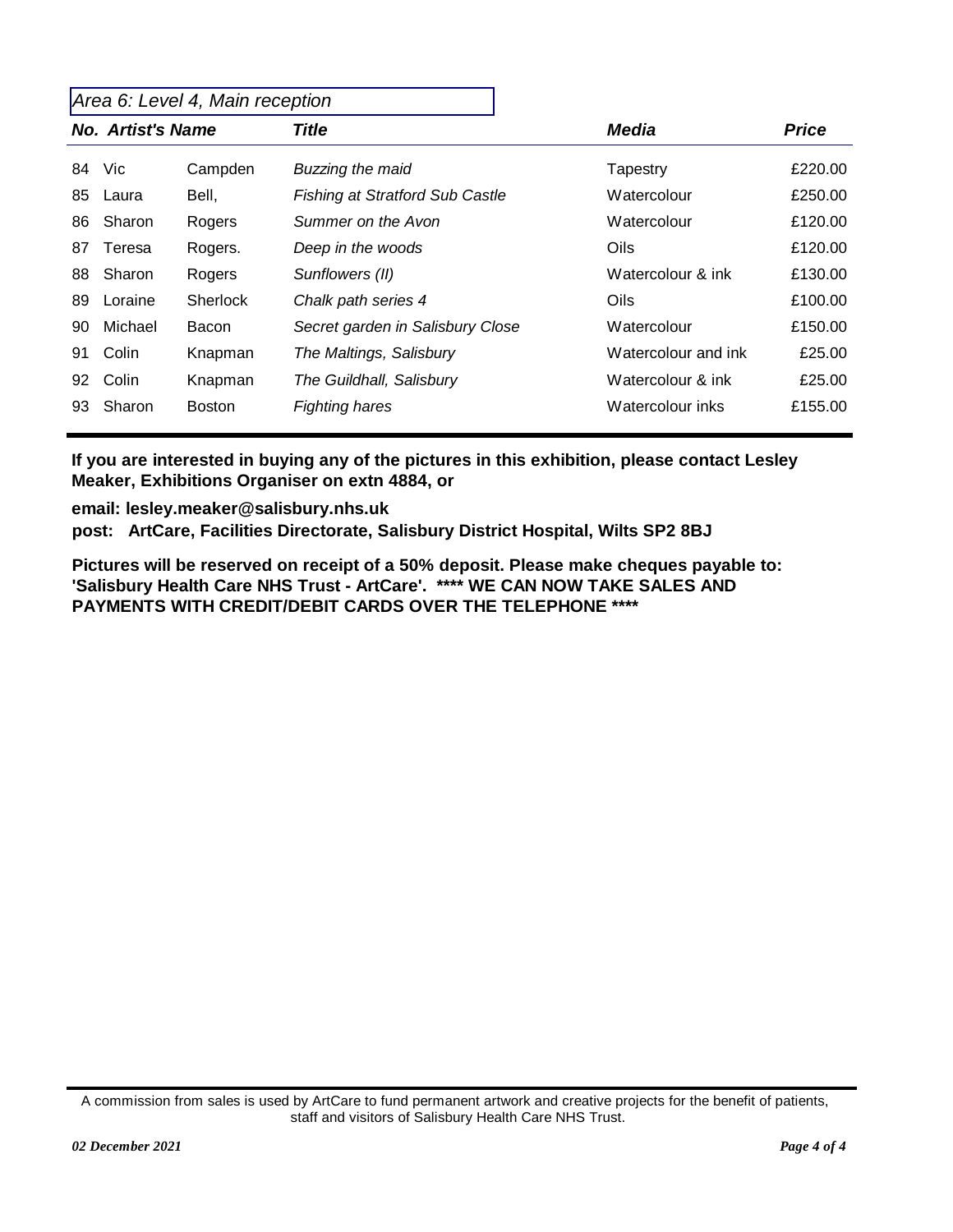*Area 6: Level 4, Main reception*

| ***No.*** | ***Artist's Name*** | | ***Title*** | ***Media*** | ***Price*** |
|---|---|---|---|---|---|
| 84 | Vic | Campden | *Buzzing the maid* | Tapestry | £220.00 |
| 85 | Laura | Bell, | *Fishing at Stratford Sub Castle* | Watercolour | £250.00 |
| 86 | Sharon | Rogers | *Summer on the Avon* | Watercolour | £120.00 |
| 87 | Teresa | Rogers. | *Deep in the woods* | Oils | £120.00 |
| 88 | Sharon | Rogers | *Sunflowers (II)* | Watercolour & ink | £130.00 |
| 89 | Loraine | Sherlock | *Chalk path series 4* | Oils | £100.00 |
| 90 | Michael | Bacon | *Secret garden in Salisbury Close* | Watercolour | £150.00 |
| 91 | Colin | Knapman | *The Maltings, Salisbury* | Watercolour and ink | £25.00 |
| 92 | Colin | Knapman | *The Guildhall, Salisbury* | Watercolour & ink | £25.00 |
| 93 | Sharon | Boston | *Fighting hares* | Watercolour inks | £155.00 |

**If you are interested in buying any of the pictures in this exhibition, please contact Lesley Meaker, Exhibitions Organiser on extn 4884, or**

**email: lesley.meaker@salisbury.nhs.uk**
**post: ArtCare, Facilities Directorate, Salisbury District Hospital, Wilts SP2 8BJ**

**Pictures will be reserved on receipt of a 50% deposit. Please make cheques payable to: 'Salisbury Health Care NHS Trust - ArtCare'. **** WE CAN NOW TAKE SALES AND PAYMENTS WITH CREDIT/DEBIT CARDS OVER THE TELEPHONE ******

A commission from sales is used by ArtCare to fund permanent artwork and creative projects for the benefit of patients, staff and visitors of Salisbury Health Care NHS Trust.

*02 December 2021*